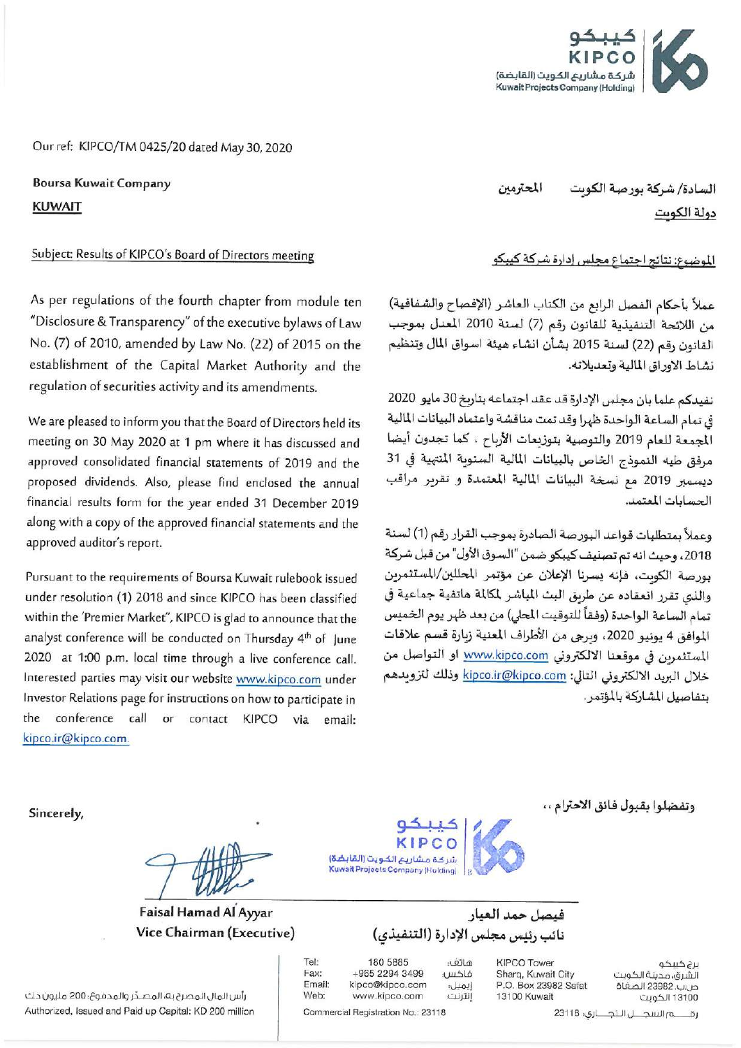كيبكو
KIPCO
شركة مشاريع الكويت (القابضة)
Kuwait Projects Company (Holding)

Our ref: KIPCO/TM 0425/20 dated May 30, 2020

**Boursa Kuwait Company**
**KUWAIT**

السادة/ شركة بورصة الكويت المحترمين
دولة الكويت

Subject: Results of KIPCO's Board of Directors meeting

الموضوع: نتائج اجتماع مجلس إدارة شركة كيبكو

As per regulations of the fourth chapter from module ten "Disclosure & Transparency" of the executive bylaws of Law No. (7) of 2010, amended by Law No. (22) of 2015 on the establishment of the Capital Market Authority and the regulation of securities activity and its amendments.

We are pleased to inform you that the Board of Directors held its meeting on 30 May 2020 at 1 pm where it has discussed and approved consolidated financial statements of 2019 and the proposed dividends. Also, please find enclosed the annual financial results form for the year ended 31 December 2019 along with a copy of the approved financial statements and the approved auditor's report.

Pursuant to the requirements of Boursa Kuwait rulebook issued under resolution (1) 2018 and since KIPCO has been classified within the 'Premier Market", KIPCO is glad to announce that the analyst conference will be conducted on Thursday 4th of June 2020 at 1:00 p.m. local time through a live conference call. Interested parties may visit our website www.kipco.com under Investor Relations page for instructions on how to participate in the conference call or contact KIPCO via email: kipco.ir@kipco.com.

عملاً بأحكام الفصل الرابع من الكتاب العاشر (الإفصاح والشفافية) من اللائحة التنفيذية للقانون رقم (7) لسنة 2010 المعدل بموجب القانون رقم (22) لسنة 2015 بشأن انشاء هيئة اسواق المال وتنظيم نشاط الاوراق المالية وتعديلاته.

نفيدكم علما بان مجلس الإدارة قد عقد اجتماعه بتاريخ 30 مايو 2020 في تمام الساعة الواحدة ظهرا وقد تمت مناقشة واعتماد البيانات المالية المجمعة للعام 2019 والتوصية بتوزيعات الأرباح ، كما تجدون أيضا مرفق طيه النموذج الخاص بالبيانات المالية السنوية المنتهية في 31 ديسمبر 2019 مع نسخة البيانات المالية المعتمدة و تقرير مراقب الحسابات المعتمد.

وعملاً بمتطلبات قواعد البورصة الصادرة بموجب القرار رقم (1) لسنة 2018، وحيث انه تم تصنيف كيبكو ضمن "السوق الأول" من قبل شركة بورصة الكويت، فإنه يسرنا الإعلان عن مؤتمر المحللين/المستثمرين والذي تقرر انعقاده عن طريق البث المباشر لمكالمة هاتفية جماعية في تمام الساعة الواحدة (وفقاً للتوقيت المحلي) من بعد ظهر يوم الخميس الموافق 4 يونيو 2020، ويرجى من الأطراف المعنية زيارة قسم علاقات المستثمرين في موقعنا الالكتروني www.kipco.com او التواصل من خلال البريد الالكتروني التالي: kipco.ir@kipco.com وذلك لتزويدهم بتفاصيل المشاركة بالمؤتمر.

Sincerely,

وتفضلوا بقبول فائق الاحترام ،،

**Faisal Hamad Al Ayyar**
**Vice Chairman (Executive)**

**فيصل حمد العيار**
**نائب رئيس مجلس الإدارة (التنفيذي)**

رأس المال المصرح به المصدر والمدفوع 200 مليون د.ك
Authorized, Issued and Paid up Capital: KD 200 million

| Tel: | 180 5885 | هاتف: |
|---|---|---|
| Fax: | +965 2294 3499 | فاكس: |
| Email: | kipco@kipco.com | إيميل: |
| Web: | www.kipco.com | إنترنت: |

KIPCO Tower
Sharq, Kuwait City
P.O. Box 23982 Safat
13100 Kuwait

برج كيبكو
الشرق، مدينة الكويت
ص.ب. 23982 الصفاة
13100 الكويت

Commercial Registration No.: 23118

رقـم السجـل التجـاري: 23118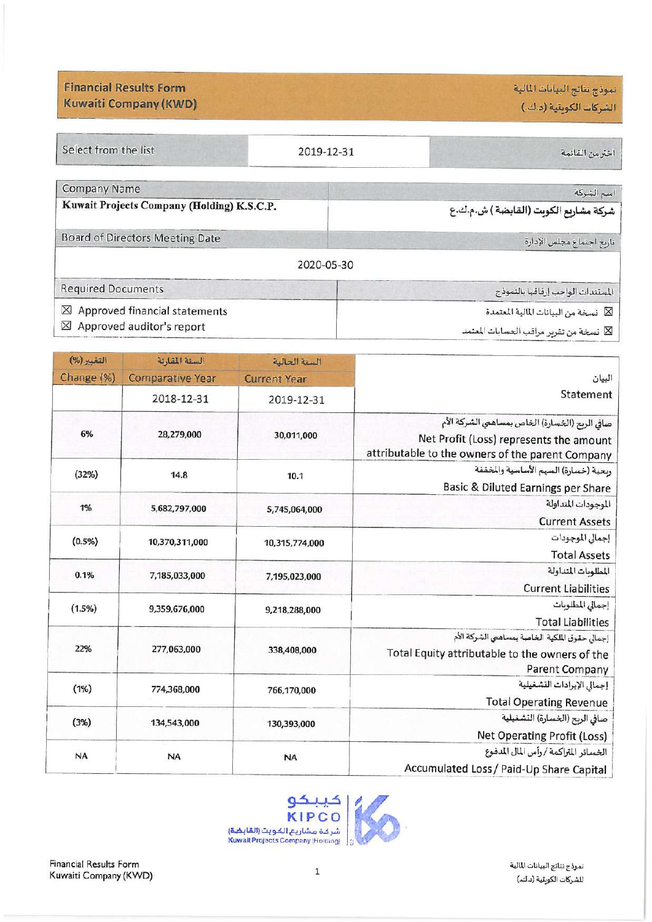| Financial Results Form<br>Kuwaiti Company (KWD) | نموذج نتائج البيانات المالية<br>الشركات الكويتية (د.ك.) |
|---|---|

| Select from the list | 2019-12-31 | اختر من القائمة |
|---|---|---|

| Company Name | اسم الشركة |
|---|---|
| **Kuwait Projects Company (Holding) K.S.C.P.** | **شركة مشاريع الكويت (القابضة) ش.م.ك.ع** |
| Board of Directors Meeting Date | تاريخ اجتماع مجلس الإدارة |
| 2020-05-30 | |
| Required Documents | المستندات الواجب إرفاقها بالنموذج |
| ☒ Approved financial statements<br>☒ Approved auditor's report | ☒ نسخة من البيانات المالية المعتمدة<br>☒ نسخة من تقرير مراقب الحسابات المعتمد |

| التغيير (%)<br>Change (%) | السنة المقارنة<br>Comparative Year | السنة الحالية<br>Current Year | البيان<br>Statement |
|---|---|---|---|
| | 2018-12-31 | 2019-12-31 | |
| 6% | 28,279,000 | 30,011,000 | صافي الربح (الخسارة) الخاص بمساهمي الشركة الأم<br>Net Profit (Loss) represents the amount attributable to the owners of the parent Company |
| (32%) | 14.8 | 10.1 | ربحية (خسارة) السهم الأساسية والمخففة<br>Basic & Diluted Earnings per Share |
| 1% | 5,682,797,000 | 5,745,064,000 | الموجودات المتداولة<br>Current Assets |
| (0.5%) | 10,370,311,000 | 10,315,774,000 | إجمالي الموجودات<br>Total Assets |
| 0.1% | 7,185,033,000 | 7,195,023,000 | المطلوبات المتداولة<br>Current Liabilities |
| (1.5%) | 9,359,676,000 | 9,218,288,000 | إجمالي المطلوبات<br>Total Liabilities |
| 22% | 277,063,000 | 338,408,000 | إجمالي حقوق الملكية الخاصة بمساهمي الشركة الأم<br>Total Equity attributable to the owners of the Parent Company |
| (1%) | 774,368,000 | 766,170,000 | إجمالي الإيرادات التشغيلية<br>Total Operating Revenue |
| (3%) | 134,543,000 | 130,393,000 | صافي الربح (الخسارة) التشغيلية<br>Net Operating Profit (Loss) |
| NA | NA | NA | الخسائر المتراكمة / رأس المال المدفوع<br>Accumulated Loss / Paid-Up Share Capital |

كيبكو
KIPCO
شركة مشاريع الكويت (القابضة)
Kuwait Projects Company (Holding)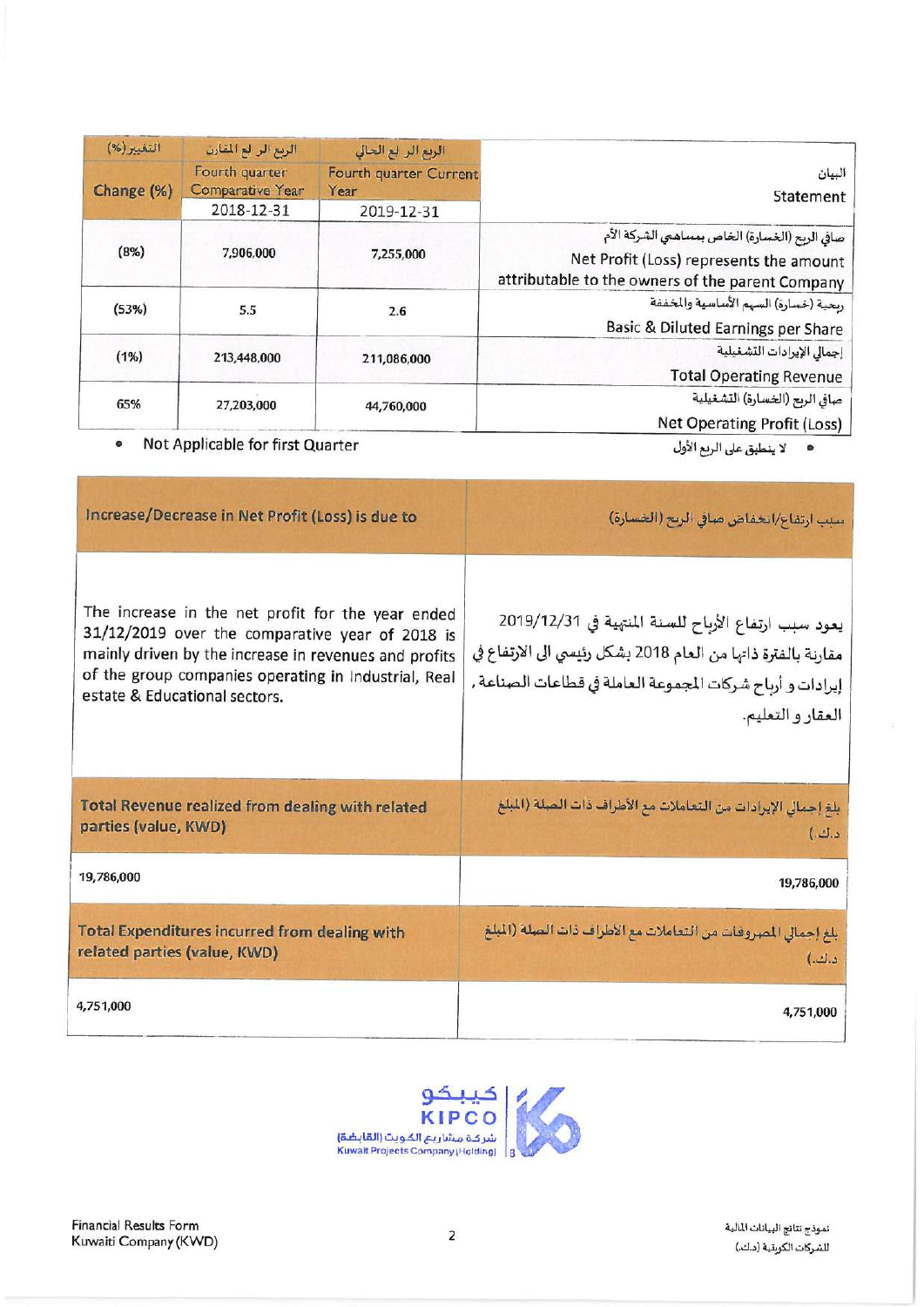| التغيير (%) Change (%) | الربع الرابع المقارن Fourth quarter Comparative Year 2018-12-31 | الربع الرابع الحالي Fourth quarter Current Year 2019-12-31 | البيان Statement |
|---|---|---|---|
| (8%) | 7,906,000 | 7,255,000 | صافي الربح (الخسارة) الخاص بمساهمي الشركة الأم Net Profit (Loss) represents the amount attributable to the owners of the parent Company |
| (53%) | 5.5 | 2.6 | ربحية (خسارة) السهم الأساسية والمخففة Basic & Diluted Earnings per Share |
| (1%) | 213,448,000 | 211,086,000 | إجمالي الإيرادات التشغيلية Total Operating Revenue |
| 65% | 27,203,000 | 44,760,000 | صافي الربح (الخسارة) التشغيلية Net Operating Profit (Loss) |

- Not Applicable for first Quarter
- لا ينطبق على الربع الأول

| Increase/Decrease in Net Profit (Loss) is due to | سبب ارتفاع/انخفاض صافي الربح (الخسارة) |
|---|---|
| The increase in the net profit for the year ended 31/12/2019 over the comparative year of 2018 is mainly driven by the increase in revenues and profits of the group companies operating in Industrial, Real estate & Educational sectors. | يعود سبب ارتفاع الأرباح للسنة المنتهية في 2019/12/31 مقارنة بالفترة ذاتها من العام 2018 بشكل رئيسي الى الارتفاع في إيرادات و أرباح شركات المجموعة العاملة في قطاعات الصناعة، العقار و التعليم. |
| **Total Revenue realized from dealing with related parties (value, KWD)** | **بلغ إجمالي الإيرادات من التعاملات مع الأطراف ذات الصلة (المبلغ د.ك.)** |
| 19,786,000 | 19,786,000 |
| **Total Expenditures incurred from dealing with related parties (value, KWD)** | **بلغ إجمالي المصروفات من التعاملات مع الأطراف ذات الصلة (المبلغ د.ك.)** |
| 4,751,000 | 4,751,000 |

كيبكو KIPCO شركة مشاريع الكويت (القابضة) Kuwait Projects Company (Holding)

Financial Results Form
Kuwaiti Company (KWD)

نموذج نتائج البيانات المالية
للشركات الكويتية (د.ك.)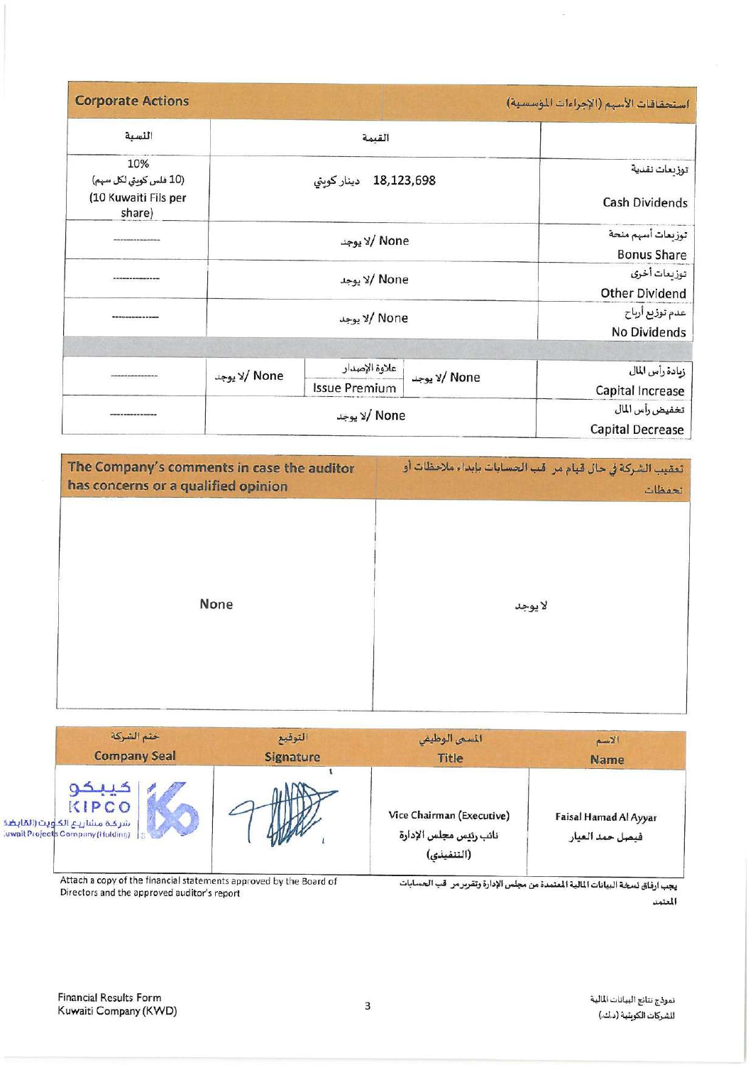| Corporate Actions | | | استحقاقات الأسهم (الإجراءات المؤسسية) |
|---|---|---|---|
| النسبة | القيمة | | |
| 10% (10 فلس كويتي لكل سهم) (10 Kuwaiti Fils per share) | 18,123,698 دينار كويتي | | توزيعات نقدية Cash Dividends |
| -------------- | لا يوجد/ None | | توزيعات أسهم منحة Bonus Share |
| -------------- | لا يوجد/ None | | توزيعات أخرى Other Dividend |
| -------------- | لا يوجد/ None | | عدم توزيع أرباح No Dividends |
| | | | |
| -------------- | لا يوجد/ None | علاوة الإصدار Issue Premium | لا يوجد/ None | زيادة رأس المال Capital Increase |
| -------------- | لا يوجد/ None | | تخفيض رأس المال Capital Decrease |

| The Company's comments in case the auditor has concerns or a qualified opinion | تعقيب الشركة في حال قيام مراقب الحسابات بإبداء ملاحظات أو تحفظات |
|---|---|
| None | لا يوجد |

| ختم الشركة Company Seal | التوقيع Signature | المسمى الوظيفي Title | الاسم Name |
|---|---|---|---|
| كيبكو KIPCO شركة مشاريع الكويت (القابضة) Kuwait Projects Company (Holding) | | Vice Chairman (Executive) نائب رئيس مجلس الإدارة (التنفيذي) | Faisal Hamad Al Ayyar فيصل حمد العيار |

Attach a copy of the financial statements approved by the Board of Directors and the approved auditor's report

يجب ارفاق نسخة البيانات المالية المعتمدة من مجلس الإدارة وتقرير مراقب الحسابات المعتمد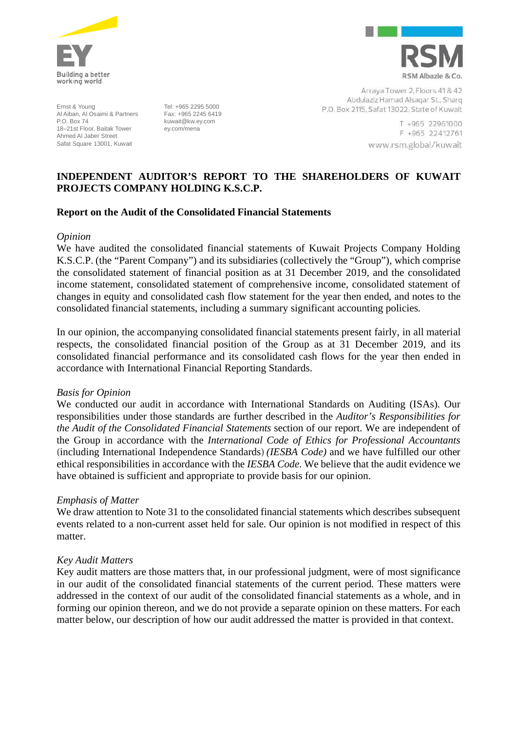Ernst & Young
Al Aiban, Al Osaimi & Partners
P.O. Box 74
18–21st Floor, Baitak Tower
Ahmed Al Jaber Street
Safat Square 13001, Kuwait

Tel: +965 2295 5000
Fax: +965 2245 6419
kuwait@kw.ey.com
ey.com/mena

RSM Albazie & Co.
Arraya Tower 2, Floors 41 & 42
Abdulaziz Hamad Alsaqar St., Sharq
P.O. Box 2115, Safat 13022, State of Kuwait
T +965 22961000
F +965 22412761
www.rsm.global/kuwait

# INDEPENDENT AUDITOR'S REPORT TO THE SHAREHOLDERS OF KUWAIT PROJECTS COMPANY HOLDING K.S.C.P.

## Report on the Audit of the Consolidated Financial Statements

*Opinion*

We have audited the consolidated financial statements of Kuwait Projects Company Holding K.S.C.P. (the "Parent Company") and its subsidiaries (collectively the "Group"), which comprise the consolidated statement of financial position as at 31 December 2019, and the consolidated income statement, consolidated statement of comprehensive income, consolidated statement of changes in equity and consolidated cash flow statement for the year then ended, and notes to the consolidated financial statements, including a summary significant accounting policies.

In our opinion, the accompanying consolidated financial statements present fairly, in all material respects, the consolidated financial position of the Group as at 31 December 2019, and its consolidated financial performance and its consolidated cash flows for the year then ended in accordance with International Financial Reporting Standards.

*Basis for Opinion*

We conducted our audit in accordance with International Standards on Auditing (ISAs). Our responsibilities under those standards are further described in the *Auditor's Responsibilities for the Audit of the Consolidated Financial Statements* section of our report. We are independent of the Group in accordance with the *International Code of Ethics for Professional Accountants* (including International Independence Standards) *(IESBA Code)* and we have fulfilled our other ethical responsibilities in accordance with the *IESBA Code*. We believe that the audit evidence we have obtained is sufficient and appropriate to provide basis for our opinion.

*Emphasis of Matter*

We draw attention to Note 31 to the consolidated financial statements which describes subsequent events related to a non-current asset held for sale. Our opinion is not modified in respect of this matter.

*Key Audit Matters*

Key audit matters are those matters that, in our professional judgment, were of most significance in our audit of the consolidated financial statements of the current period. These matters were addressed in the context of our audit of the consolidated financial statements as a whole, and in forming our opinion thereon, and we do not provide a separate opinion on these matters. For each matter below, our description of how our audit addressed the matter is provided in that context.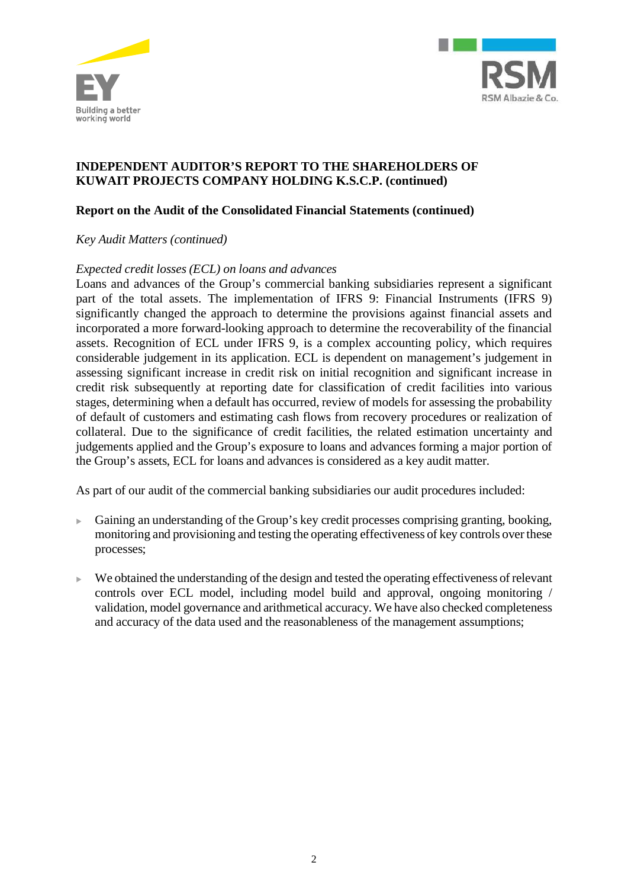**INDEPENDENT AUDITOR'S REPORT TO THE SHAREHOLDERS OF KUWAIT PROJECTS COMPANY HOLDING K.S.C.P. (continued)**

**Report on the Audit of the Consolidated Financial Statements (continued)**

*Key Audit Matters (continued)*

*Expected credit losses (ECL) on loans and advances*

Loans and advances of the Group's commercial banking subsidiaries represent a significant part of the total assets. The implementation of IFRS 9: Financial Instruments (IFRS 9) significantly changed the approach to determine the provisions against financial assets and incorporated a more forward-looking approach to determine the recoverability of the financial assets. Recognition of ECL under IFRS 9, is a complex accounting policy, which requires considerable judgement in its application. ECL is dependent on management's judgement in assessing significant increase in credit risk on initial recognition and significant increase in credit risk subsequently at reporting date for classification of credit facilities into various stages, determining when a default has occurred, review of models for assessing the probability of default of customers and estimating cash flows from recovery procedures or realization of collateral. Due to the significance of credit facilities, the related estimation uncertainty and judgements applied and the Group's exposure to loans and advances forming a major portion of the Group's assets, ECL for loans and advances is considered as a key audit matter.

As part of our audit of the commercial banking subsidiaries our audit procedures included:

- Gaining an understanding of the Group's key credit processes comprising granting, booking, monitoring and provisioning and testing the operating effectiveness of key controls over these processes;

- We obtained the understanding of the design and tested the operating effectiveness of relevant controls over ECL model, including model build and approval, ongoing monitoring / validation, model governance and arithmetical accuracy. We have also checked completeness and accuracy of the data used and the reasonableness of the management assumptions;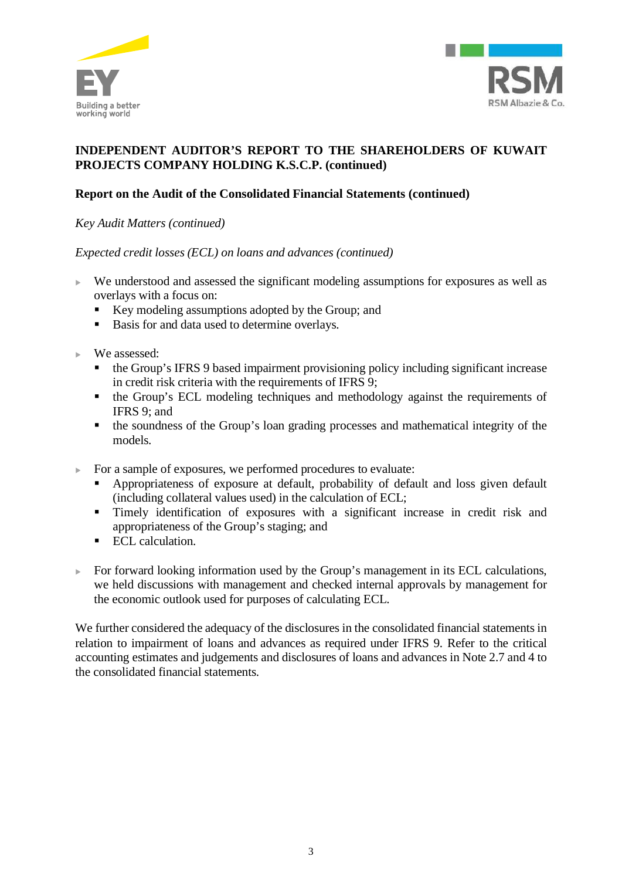**INDEPENDENT AUDITOR'S REPORT TO THE SHAREHOLDERS OF KUWAIT PROJECTS COMPANY HOLDING K.S.C.P. (continued)**

**Report on the Audit of the Consolidated Financial Statements (continued)**

*Key Audit Matters (continued)*

*Expected credit losses (ECL) on loans and advances (continued)*

- We understood and assessed the significant modeling assumptions for exposures as well as overlays with a focus on:
  - Key modeling assumptions adopted by the Group; and
  - Basis for and data used to determine overlays.

- We assessed:
  - the Group's IFRS 9 based impairment provisioning policy including significant increase in credit risk criteria with the requirements of IFRS 9;
  - the Group's ECL modeling techniques and methodology against the requirements of IFRS 9; and
  - the soundness of the Group's loan grading processes and mathematical integrity of the models.

- For a sample of exposures, we performed procedures to evaluate:
  - Appropriateness of exposure at default, probability of default and loss given default (including collateral values used) in the calculation of ECL;
  - Timely identification of exposures with a significant increase in credit risk and appropriateness of the Group's staging; and
  - ECL calculation.

- For forward looking information used by the Group's management in its ECL calculations, we held discussions with management and checked internal approvals by management for the economic outlook used for purposes of calculating ECL.

We further considered the adequacy of the disclosures in the consolidated financial statements in relation to impairment of loans and advances as required under IFRS 9. Refer to the critical accounting estimates and judgements and disclosures of loans and advances in Note 2.7 and 4 to the consolidated financial statements.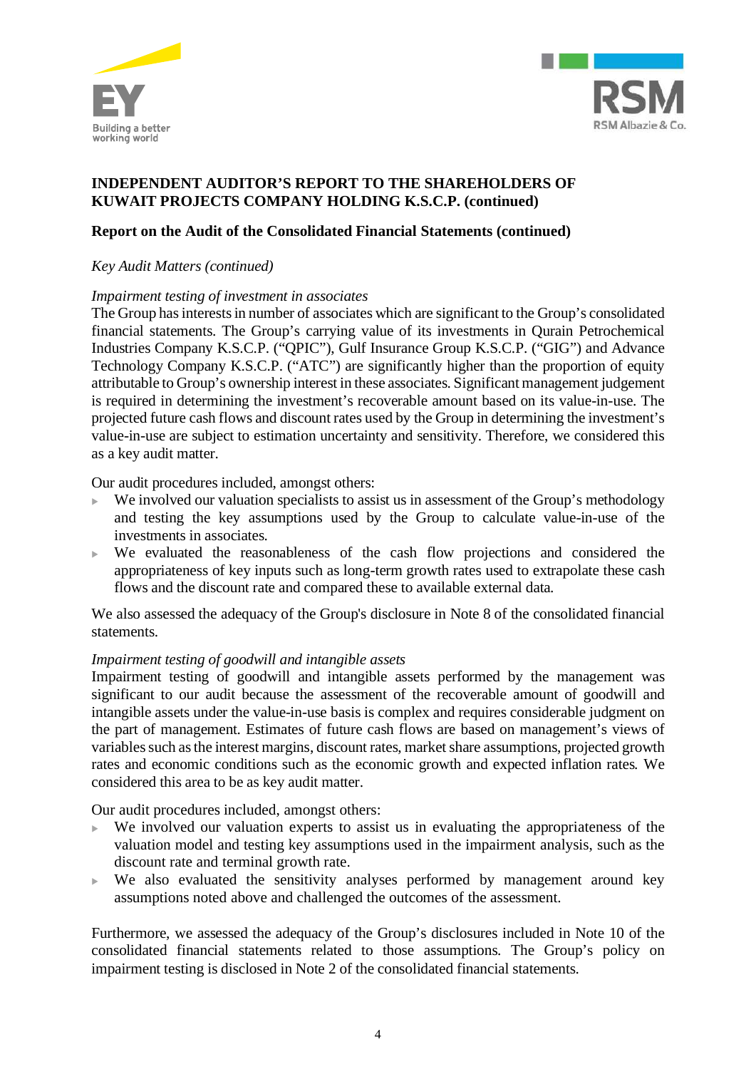**INDEPENDENT AUDITOR'S REPORT TO THE SHAREHOLDERS OF KUWAIT PROJECTS COMPANY HOLDING K.S.C.P. (continued)**

**Report on the Audit of the Consolidated Financial Statements (continued)**

*Key Audit Matters (continued)*

*Impairment testing of investment in associates*

The Group has interests in number of associates which are significant to the Group's consolidated financial statements. The Group's carrying value of its investments in Qurain Petrochemical Industries Company K.S.C.P. ("QPIC"), Gulf Insurance Group K.S.C.P. ("GIG") and Advance Technology Company K.S.C.P. ("ATC") are significantly higher than the proportion of equity attributable to Group's ownership interest in these associates. Significant management judgement is required in determining the investment's recoverable amount based on its value-in-use. The projected future cash flows and discount rates used by the Group in determining the investment's value-in-use are subject to estimation uncertainty and sensitivity. Therefore, we considered this as a key audit matter.

Our audit procedures included, amongst others:

- We involved our valuation specialists to assist us in assessment of the Group's methodology and testing the key assumptions used by the Group to calculate value-in-use of the investments in associates.
- We evaluated the reasonableness of the cash flow projections and considered the appropriateness of key inputs such as long-term growth rates used to extrapolate these cash flows and the discount rate and compared these to available external data.

We also assessed the adequacy of the Group's disclosure in Note 8 of the consolidated financial statements.

*Impairment testing of goodwill and intangible assets*

Impairment testing of goodwill and intangible assets performed by the management was significant to our audit because the assessment of the recoverable amount of goodwill and intangible assets under the value-in-use basis is complex and requires considerable judgment on the part of management. Estimates of future cash flows are based on management's views of variables such as the interest margins, discount rates, market share assumptions, projected growth rates and economic conditions such as the economic growth and expected inflation rates. We considered this area to be as key audit matter.

Our audit procedures included, amongst others:

- We involved our valuation experts to assist us in evaluating the appropriateness of the valuation model and testing key assumptions used in the impairment analysis, such as the discount rate and terminal growth rate.
- We also evaluated the sensitivity analyses performed by management around key assumptions noted above and challenged the outcomes of the assessment.

Furthermore, we assessed the adequacy of the Group's disclosures included in Note 10 of the consolidated financial statements related to those assumptions. The Group's policy on impairment testing is disclosed in Note 2 of the consolidated financial statements.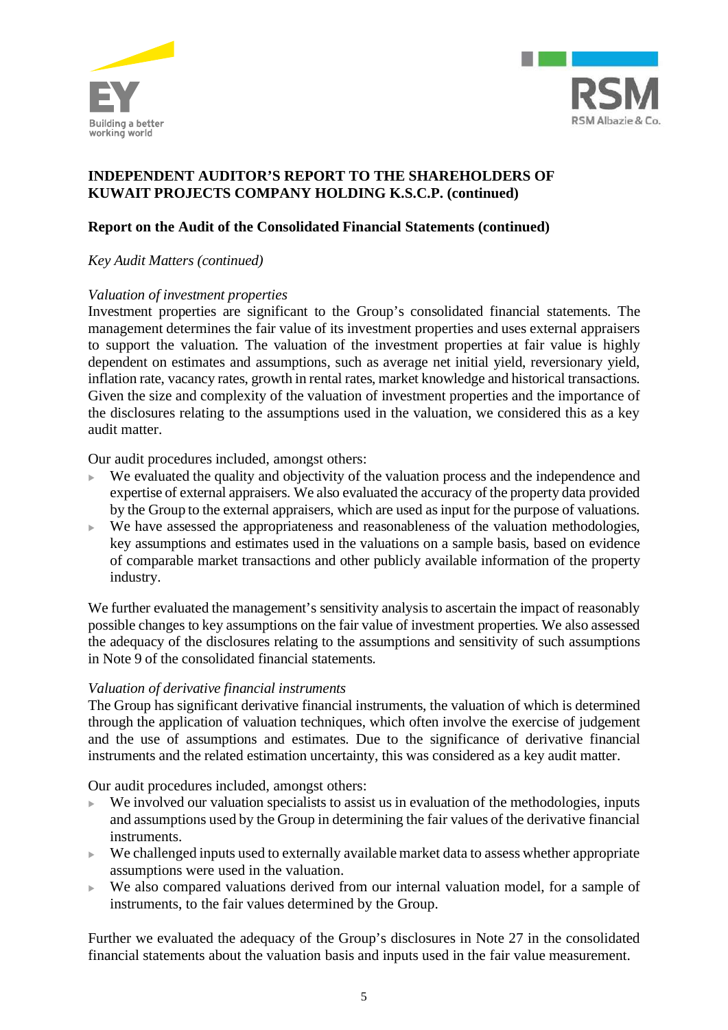**INDEPENDENT AUDITOR'S REPORT TO THE SHAREHOLDERS OF KUWAIT PROJECTS COMPANY HOLDING K.S.C.P. (continued)**

**Report on the Audit of the Consolidated Financial Statements (continued)**

*Key Audit Matters (continued)*

*Valuation of investment properties*

Investment properties are significant to the Group's consolidated financial statements. The management determines the fair value of its investment properties and uses external appraisers to support the valuation. The valuation of the investment properties at fair value is highly dependent on estimates and assumptions, such as average net initial yield, reversionary yield, inflation rate, vacancy rates, growth in rental rates, market knowledge and historical transactions. Given the size and complexity of the valuation of investment properties and the importance of the disclosures relating to the assumptions used in the valuation, we considered this as a key audit matter.

Our audit procedures included, amongst others:

- We evaluated the quality and objectivity of the valuation process and the independence and expertise of external appraisers. We also evaluated the accuracy of the property data provided by the Group to the external appraisers, which are used as input for the purpose of valuations.
- We have assessed the appropriateness and reasonableness of the valuation methodologies, key assumptions and estimates used in the valuations on a sample basis, based on evidence of comparable market transactions and other publicly available information of the property industry.

We further evaluated the management's sensitivity analysis to ascertain the impact of reasonably possible changes to key assumptions on the fair value of investment properties. We also assessed the adequacy of the disclosures relating to the assumptions and sensitivity of such assumptions in Note 9 of the consolidated financial statements.

*Valuation of derivative financial instruments*

The Group has significant derivative financial instruments, the valuation of which is determined through the application of valuation techniques, which often involve the exercise of judgement and the use of assumptions and estimates. Due to the significance of derivative financial instruments and the related estimation uncertainty, this was considered as a key audit matter.

Our audit procedures included, amongst others:

- We involved our valuation specialists to assist us in evaluation of the methodologies, inputs and assumptions used by the Group in determining the fair values of the derivative financial instruments.
- We challenged inputs used to externally available market data to assess whether appropriate assumptions were used in the valuation.
- We also compared valuations derived from our internal valuation model, for a sample of instruments, to the fair values determined by the Group.

Further we evaluated the adequacy of the Group's disclosures in Note 27 in the consolidated financial statements about the valuation basis and inputs used in the fair value measurement.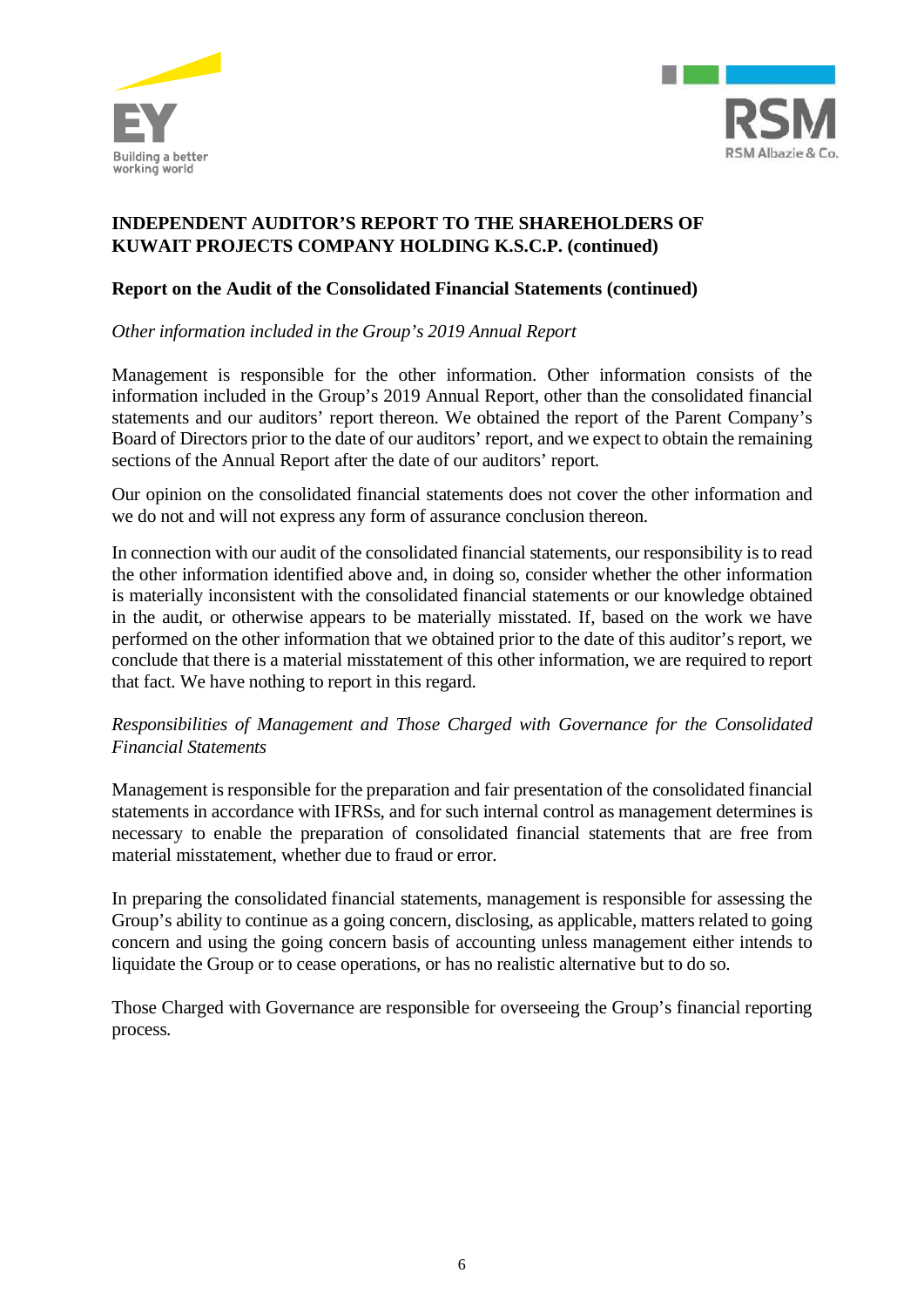**INDEPENDENT AUDITOR'S REPORT TO THE SHAREHOLDERS OF KUWAIT PROJECTS COMPANY HOLDING K.S.C.P. (continued)**

**Report on the Audit of the Consolidated Financial Statements (continued)**

*Other information included in the Group's 2019 Annual Report*

Management is responsible for the other information. Other information consists of the information included in the Group's 2019 Annual Report, other than the consolidated financial statements and our auditors' report thereon. We obtained the report of the Parent Company's Board of Directors prior to the date of our auditors' report, and we expect to obtain the remaining sections of the Annual Report after the date of our auditors' report.

Our opinion on the consolidated financial statements does not cover the other information and we do not and will not express any form of assurance conclusion thereon.

In connection with our audit of the consolidated financial statements, our responsibility is to read the other information identified above and, in doing so, consider whether the other information is materially inconsistent with the consolidated financial statements or our knowledge obtained in the audit, or otherwise appears to be materially misstated. If, based on the work we have performed on the other information that we obtained prior to the date of this auditor's report, we conclude that there is a material misstatement of this other information, we are required to report that fact. We have nothing to report in this regard.

*Responsibilities of Management and Those Charged with Governance for the Consolidated Financial Statements*

Management is responsible for the preparation and fair presentation of the consolidated financial statements in accordance with IFRSs, and for such internal control as management determines is necessary to enable the preparation of consolidated financial statements that are free from material misstatement, whether due to fraud or error.

In preparing the consolidated financial statements, management is responsible for assessing the Group's ability to continue as a going concern, disclosing, as applicable, matters related to going concern and using the going concern basis of accounting unless management either intends to liquidate the Group or to cease operations, or has no realistic alternative but to do so.

Those Charged with Governance are responsible for overseeing the Group's financial reporting process.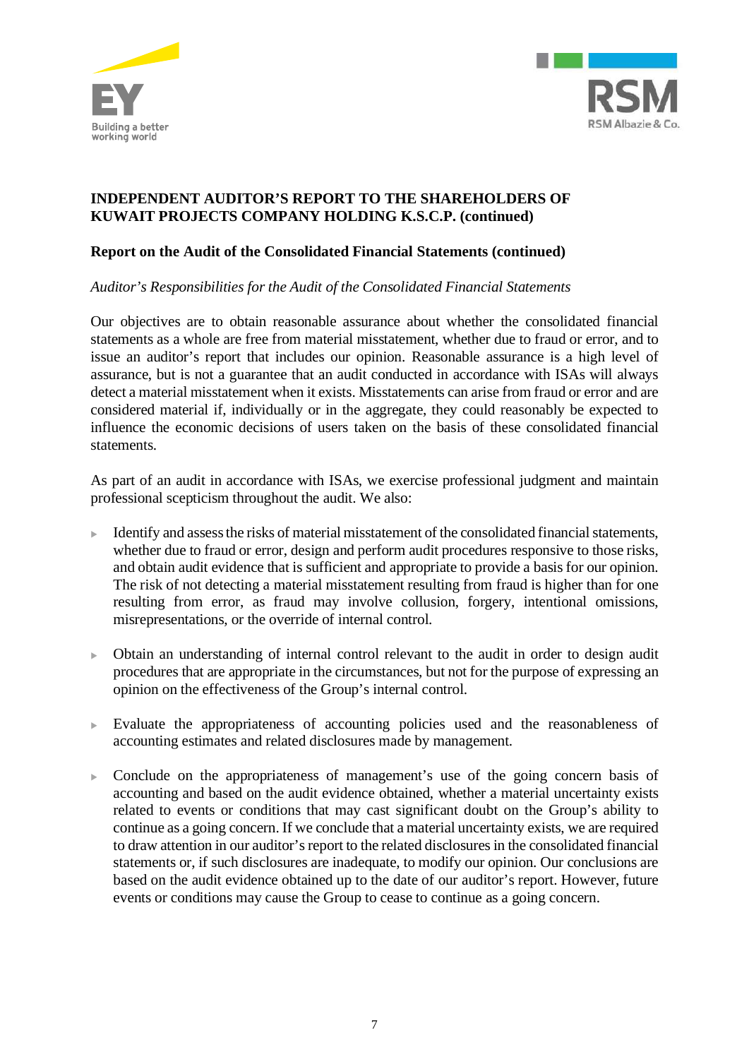**INDEPENDENT AUDITOR'S REPORT TO THE SHAREHOLDERS OF KUWAIT PROJECTS COMPANY HOLDING K.S.C.P. (continued)**

**Report on the Audit of the Consolidated Financial Statements (continued)**

*Auditor's Responsibilities for the Audit of the Consolidated Financial Statements*

Our objectives are to obtain reasonable assurance about whether the consolidated financial statements as a whole are free from material misstatement, whether due to fraud or error, and to issue an auditor's report that includes our opinion. Reasonable assurance is a high level of assurance, but is not a guarantee that an audit conducted in accordance with ISAs will always detect a material misstatement when it exists. Misstatements can arise from fraud or error and are considered material if, individually or in the aggregate, they could reasonably be expected to influence the economic decisions of users taken on the basis of these consolidated financial statements.

As part of an audit in accordance with ISAs, we exercise professional judgment and maintain professional scepticism throughout the audit. We also:

- Identify and assess the risks of material misstatement of the consolidated financial statements, whether due to fraud or error, design and perform audit procedures responsive to those risks, and obtain audit evidence that is sufficient and appropriate to provide a basis for our opinion. The risk of not detecting a material misstatement resulting from fraud is higher than for one resulting from error, as fraud may involve collusion, forgery, intentional omissions, misrepresentations, or the override of internal control.

- Obtain an understanding of internal control relevant to the audit in order to design audit procedures that are appropriate in the circumstances, but not for the purpose of expressing an opinion on the effectiveness of the Group's internal control.

- Evaluate the appropriateness of accounting policies used and the reasonableness of accounting estimates and related disclosures made by management.

- Conclude on the appropriateness of management's use of the going concern basis of accounting and based on the audit evidence obtained, whether a material uncertainty exists related to events or conditions that may cast significant doubt on the Group's ability to continue as a going concern. If we conclude that a material uncertainty exists, we are required to draw attention in our auditor's report to the related disclosures in the consolidated financial statements or, if such disclosures are inadequate, to modify our opinion. Our conclusions are based on the audit evidence obtained up to the date of our auditor's report. However, future events or conditions may cause the Group to cease to continue as a going concern.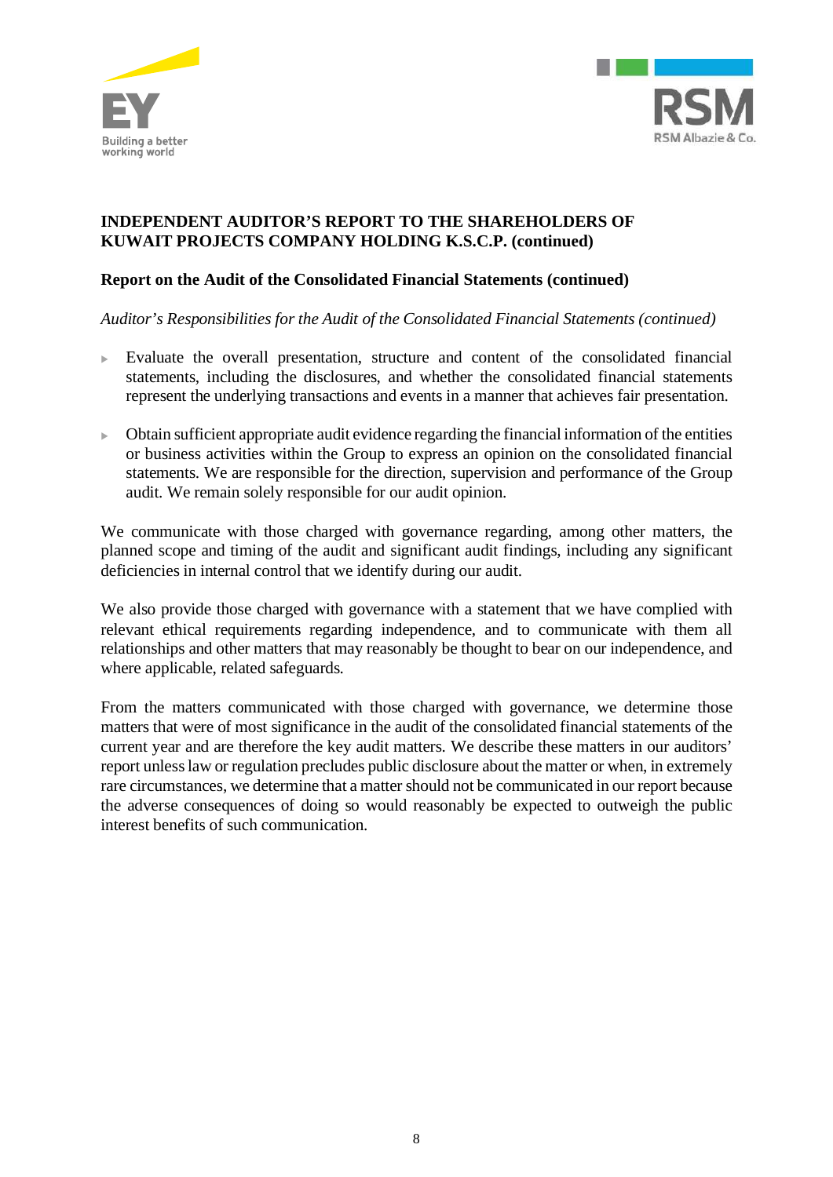**INDEPENDENT AUDITOR'S REPORT TO THE SHAREHOLDERS OF KUWAIT PROJECTS COMPANY HOLDING K.S.C.P. (continued)**

**Report on the Audit of the Consolidated Financial Statements (continued)**

*Auditor's Responsibilities for the Audit of the Consolidated Financial Statements (continued)*

- Evaluate the overall presentation, structure and content of the consolidated financial statements, including the disclosures, and whether the consolidated financial statements represent the underlying transactions and events in a manner that achieves fair presentation.

- Obtain sufficient appropriate audit evidence regarding the financial information of the entities or business activities within the Group to express an opinion on the consolidated financial statements. We are responsible for the direction, supervision and performance of the Group audit. We remain solely responsible for our audit opinion.

We communicate with those charged with governance regarding, among other matters, the planned scope and timing of the audit and significant audit findings, including any significant deficiencies in internal control that we identify during our audit.

We also provide those charged with governance with a statement that we have complied with relevant ethical requirements regarding independence, and to communicate with them all relationships and other matters that may reasonably be thought to bear on our independence, and where applicable, related safeguards.

From the matters communicated with those charged with governance, we determine those matters that were of most significance in the audit of the consolidated financial statements of the current year and are therefore the key audit matters. We describe these matters in our auditors' report unless law or regulation precludes public disclosure about the matter or when, in extremely rare circumstances, we determine that a matter should not be communicated in our report because the adverse consequences of doing so would reasonably be expected to outweigh the public interest benefits of such communication.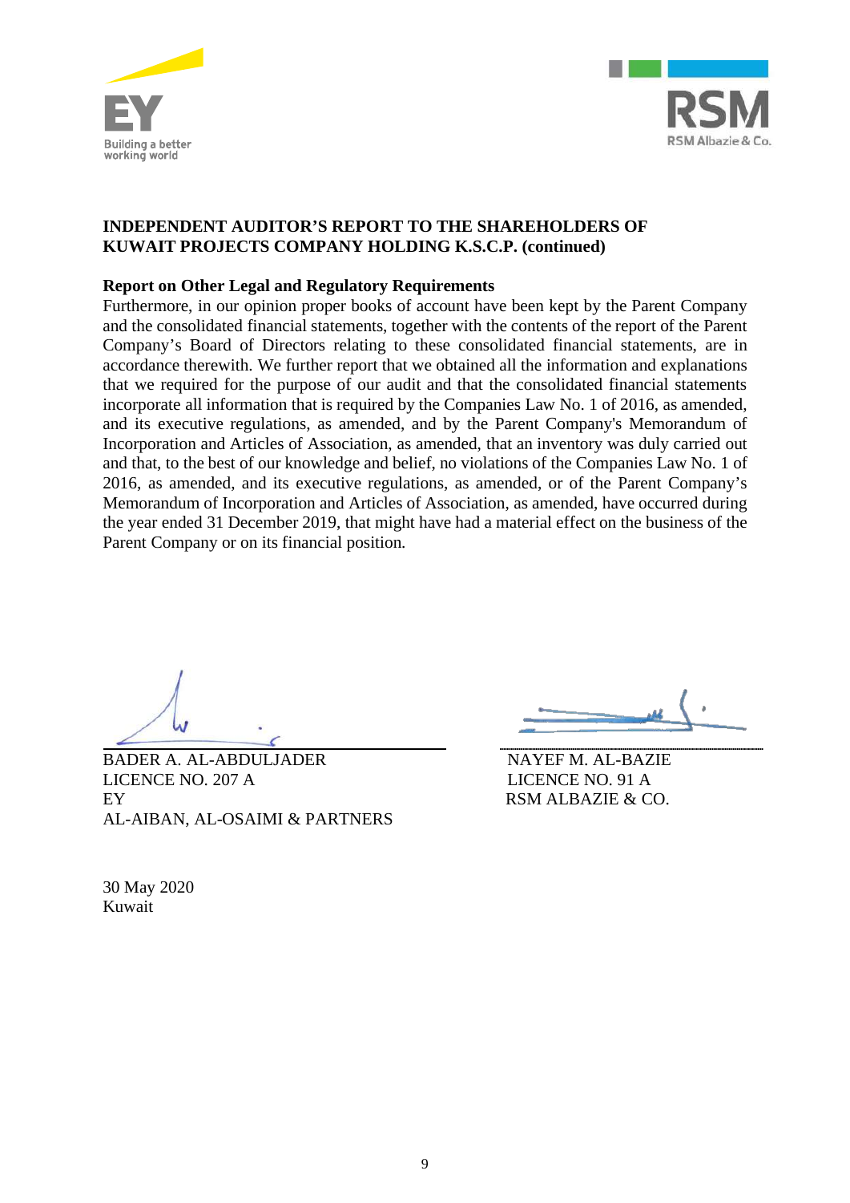**INDEPENDENT AUDITOR'S REPORT TO THE SHAREHOLDERS OF KUWAIT PROJECTS COMPANY HOLDING K.S.C.P. (continued)**

**Report on Other Legal and Regulatory Requirements**

Furthermore, in our opinion proper books of account have been kept by the Parent Company and the consolidated financial statements, together with the contents of the report of the Parent Company's Board of Directors relating to these consolidated financial statements, are in accordance therewith. We further report that we obtained all the information and explanations that we required for the purpose of our audit and that the consolidated financial statements incorporate all information that is required by the Companies Law No. 1 of 2016, as amended, and its executive regulations, as amended, and by the Parent Company's Memorandum of Incorporation and Articles of Association, as amended, that an inventory was duly carried out and that, to the best of our knowledge and belief, no violations of the Companies Law No. 1 of 2016, as amended, and its executive regulations, as amended, or of the Parent Company's Memorandum of Incorporation and Articles of Association, as amended, have occurred during the year ended 31 December 2019, that might have had a material effect on the business of the Parent Company or on its financial position.

BADER A. AL-ABDULJADER
LICENCE NO. 207 A
EY
AL-AIBAN, AL-OSAIMI & PARTNERS

NAYEF M. AL-BAZIE
LICENCE NO. 91 A
RSM ALBAZIE & CO.

30 May 2020
Kuwait